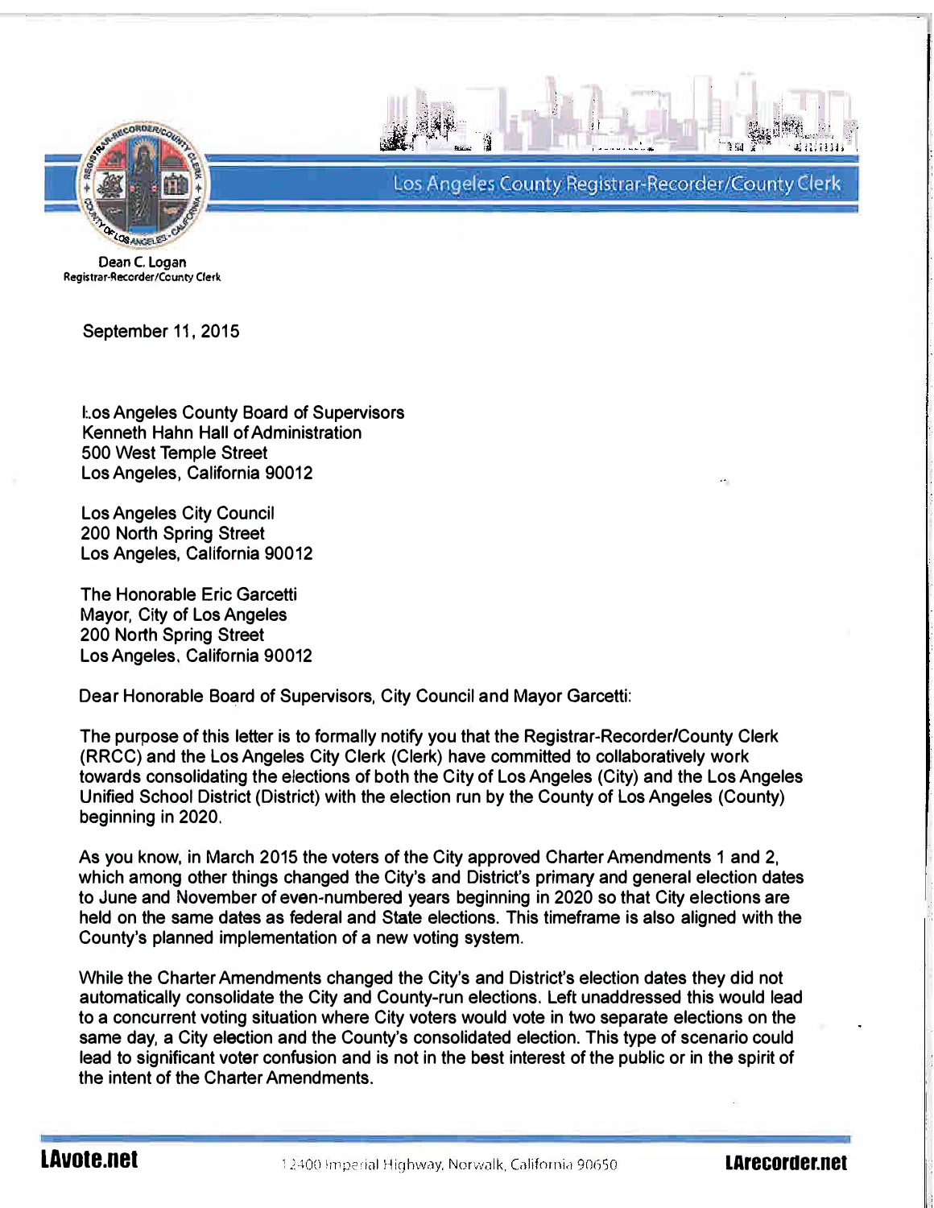Los Angeles County Registrar-Recorder/County Clerk

Dean C. Logan
Registrar-Recorder/County Clerk

September 11, 2015

Los Angeles County Board of Supervisors
Kenneth Hahn Hall of Administration
500 West Temple Street
Los Angeles, California 90012

Los Angeles City Council
200 North Spring Street
Los Angeles, California 90012

The Honorable Eric Garcetti
Mayor, City of Los Angeles
200 North Spring Street
Los Angeles, California 90012

Dear Honorable Board of Supervisors, City Council and Mayor Garcetti:

The purpose of this letter is to formally notify you that the Registrar-Recorder/County Clerk (RRCC) and the Los Angeles City Clerk (Clerk) have committed to collaboratively work towards consolidating the elections of both the City of Los Angeles (City) and the Los Angeles Unified School District (District) with the election run by the County of Los Angeles (County) beginning in 2020.

As you know, in March 2015 the voters of the City approved Charter Amendments 1 and 2, which among other things changed the City's and District's primary and general election dates to June and November of even-numbered years beginning in 2020 so that City elections are held on the same dates as federal and State elections. This timeframe is also aligned with the County's planned implementation of a new voting system.

While the Charter Amendments changed the City's and District's election dates they did not automatically consolidate the City and County-run elections. Left unaddressed this would lead to a concurrent voting situation where City voters would vote in two separate elections on the same day, a City election and the County's consolidated election. This type of scenario could lead to significant voter confusion and is not in the best interest of the public or in the spirit of the intent of the Charter Amendments.

LAvote.net 12400 Imperial Highway, Norwalk, California 90650 LArecorder.net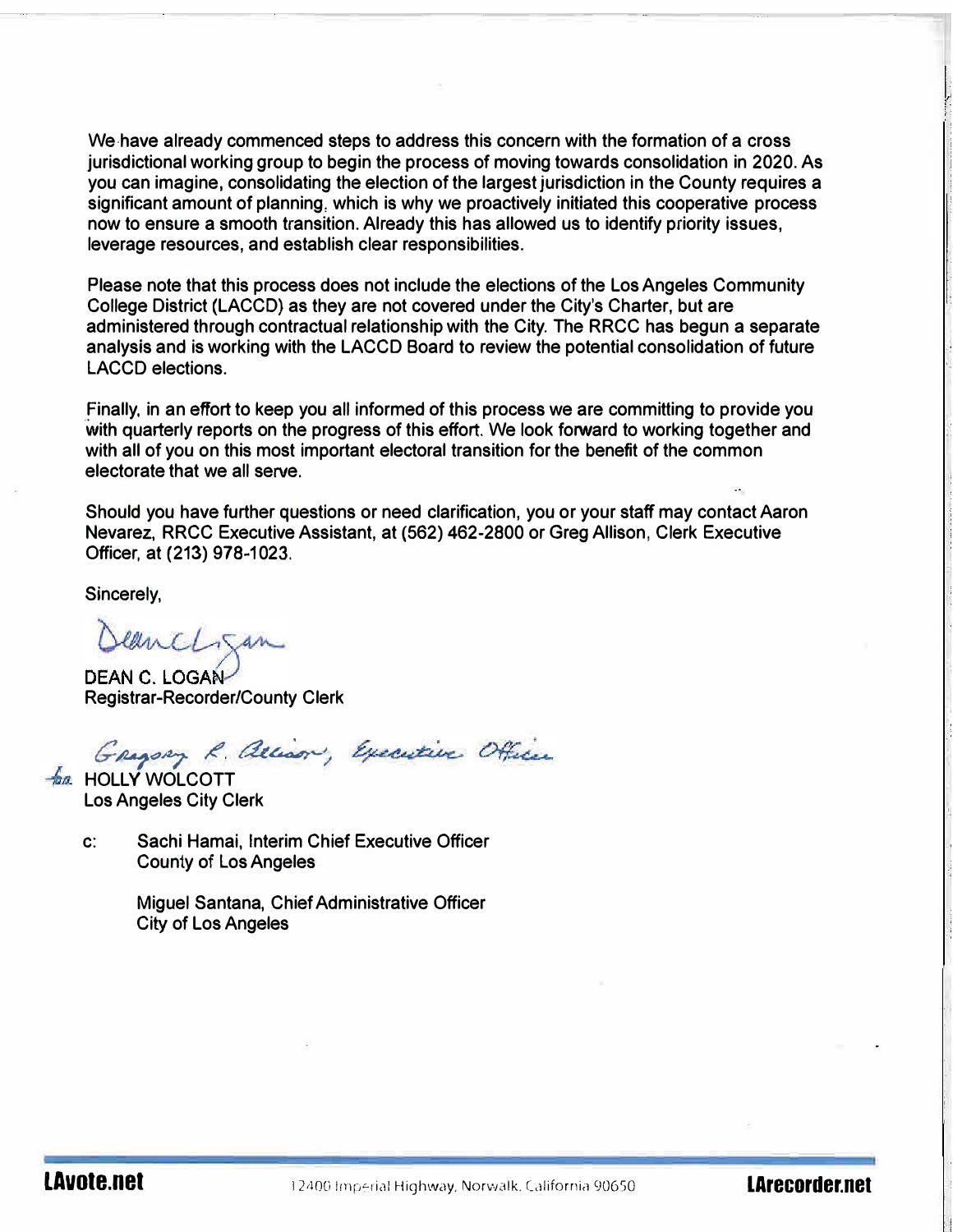We have already commenced steps to address this concern with the formation of a cross jurisdictional working group to begin the process of moving towards consolidation in 2020. As you can imagine, consolidating the election of the largest jurisdiction in the County requires a significant amount of planning, which is why we proactively initiated this cooperative process now to ensure a smooth transition. Already this has allowed us to identify priority issues, leverage resources, and establish clear responsibilities.

Please note that this process does not include the elections of the Los Angeles Community College District (LACCD) as they are not covered under the City's Charter, but are administered through contractual relationship with the City. The RRCC has begun a separate analysis and is working with the LACCD Board to review the potential consolidation of future LACCD elections.

Finally, in an effort to keep you all informed of this process we are committing to provide you with quarterly reports on the progress of this effort. We look forward to working together and with all of you on this most important electoral transition for the benefit of the common electorate that we all serve.

Should you have further questions or need clarification, you or your staff may contact Aaron Nevarez, RRCC Executive Assistant, at (562) 462-2800 or Greg Allison, Clerk Executive Officer, at (213) 978-1023.

Sincerely,

Dean C Logan

DEAN C. LOGAN
Registrar-Recorder/County Clerk

Gregory R. Allison, Executive Officer

for HOLLY WOLCOTT
Los Angeles City Clerk

c: Sachi Hamai, Interim Chief Executive Officer
County of Los Angeles

Miguel Santana, Chief Administrative Officer
City of Los Angeles

LAvote.net 12400 Imperial Highway, Norwalk, California 90650 LArecorder.net